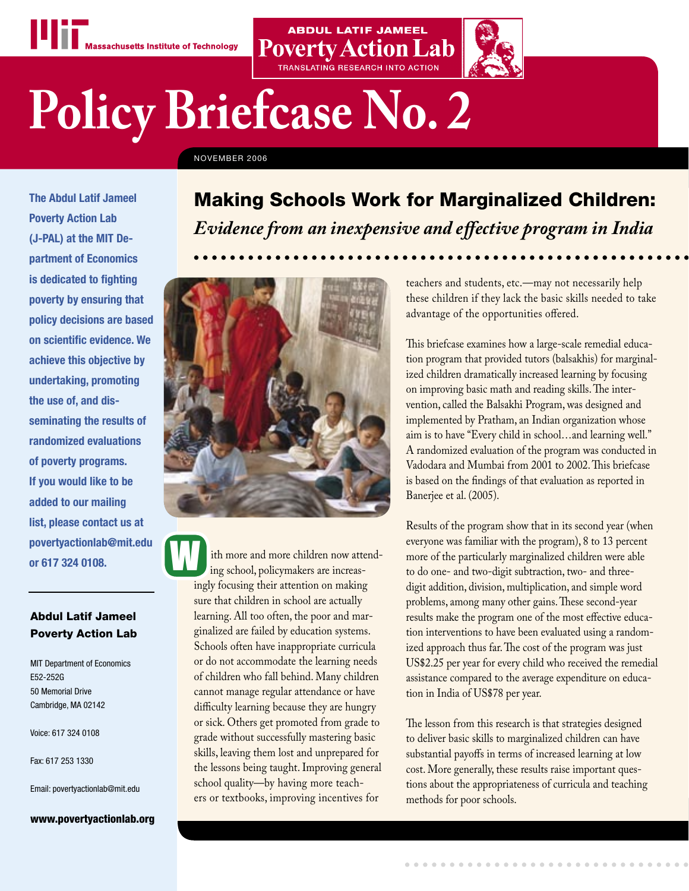Massachusetts Institute of Technology

ABDUL LATIF JAMEEL
**Poverty Action Lab**
TRANSLATING RESEARCH INTO ACTION

# Policy Briefcase No. 2

NOVEMBER 2006

**The Abdul Latif Jameel Poverty Action Lab (J-PAL) at the MIT Department of Economics is dedicated to fighting poverty by ensuring that policy decisions are based on scientific evidence. We achieve this objective by undertaking, promoting the use of, and disseminating the results of randomized evaluations of poverty programs. If you would like to be added to our mailing list, please contact us at povertyactionlab@mit.edu or 617 324 0108.**

**Abdul Latif Jameel Poverty Action Lab**

MIT Department of Economics
E52-252G
50 Memorial Drive
Cambridge, MA 02142

Voice: 617 324 0108

Fax: 617 253 1330

Email: povertyactionlab@mit.edu

**www.povertyactionlab.org**

## Making Schools Work for Marginalized Children:

### *Evidence from an inexpensive and effective program in India*

With more and more children now attending school, policymakers are increasingly focusing their attention on making sure that children in school are actually learning. All too often, the poor and marginalized are failed by education systems. Schools often have inappropriate curricula or do not accommodate the learning needs of children who fall behind. Many children cannot manage regular attendance or have difficulty learning because they are hungry or sick. Others get promoted from grade to grade without successfully mastering basic skills, leaving them lost and unprepared for the lessons being taught. Improving general school quality—by having more teachers or textbooks, improving incentives for teachers and students, etc.—may not necessarily help these children if they lack the basic skills needed to take advantage of the opportunities offered.

This briefcase examines how a large-scale remedial education program that provided tutors (balsakhis) for marginalized children dramatically increased learning by focusing on improving basic math and reading skills. The intervention, called the Balsakhi Program, was designed and implemented by Pratham, an Indian organization whose aim is to have "Every child in school…and learning well." A randomized evaluation of the program was conducted in Vadodara and Mumbai from 2001 to 2002. This briefcase is based on the findings of that evaluation as reported in Banerjee et al. (2005).

Results of the program show that in its second year (when everyone was familiar with the program), 8 to 13 percent more of the particularly marginalized children were able to do one- and two-digit subtraction, two- and three-digit addition, division, multiplication, and simple word problems, among many other gains. These second-year results make the program one of the most effective education interventions to have been evaluated using a randomized approach thus far. The cost of the program was just US$2.25 per year for every child who received the remedial assistance compared to the average expenditure on education in India of US$78 per year.

The lesson from this research is that strategies designed to deliver basic skills to marginalized children can have substantial payoffs in terms of increased learning at low cost. More generally, these results raise important questions about the appropriateness of curricula and teaching methods for poor schools.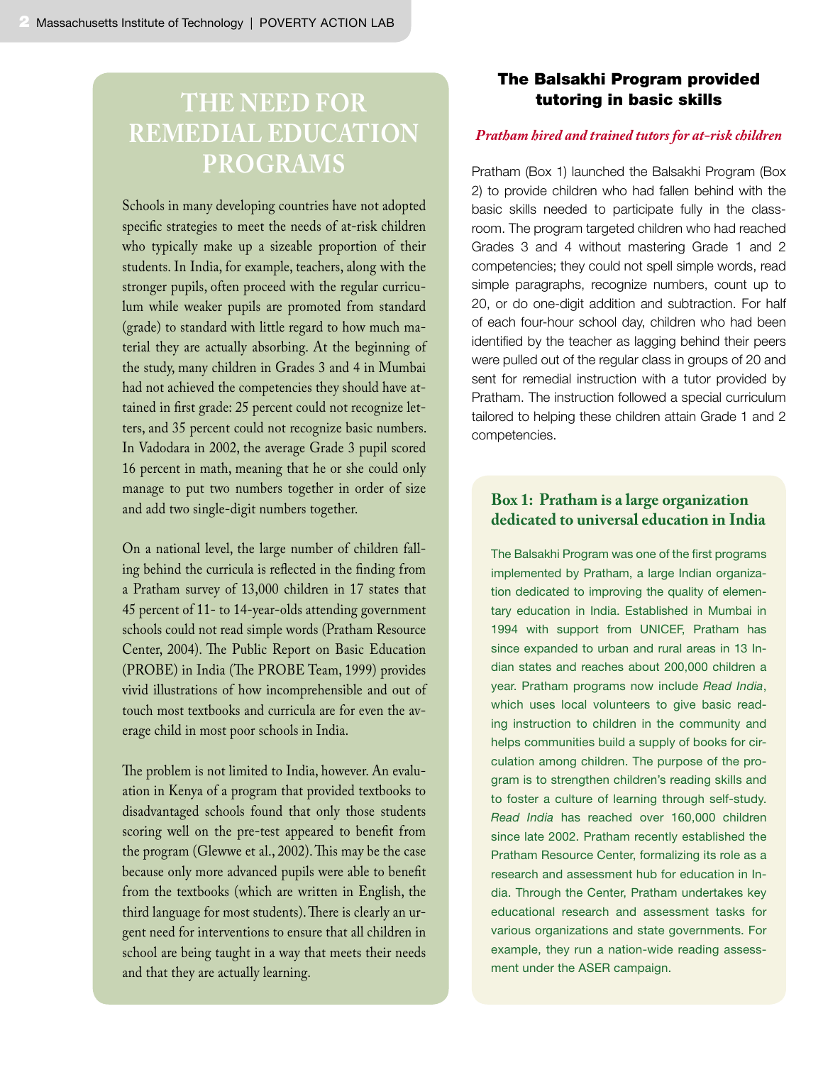## THE NEED FOR REMEDIAL EDUCATION PROGRAMS

Schools in many developing countries have not adopted specific strategies to meet the needs of at-risk children who typically make up a sizeable proportion of their students. In India, for example, teachers, along with the stronger pupils, often proceed with the regular curriculum while weaker pupils are promoted from standard (grade) to standard with little regard to how much material they are actually absorbing. At the beginning of the study, many children in Grades 3 and 4 in Mumbai had not achieved the competencies they should have attained in first grade: 25 percent could not recognize letters, and 35 percent could not recognize basic numbers. In Vadodara in 2002, the average Grade 3 pupil scored 16 percent in math, meaning that he or she could only manage to put two numbers together in order of size and add two single-digit numbers together.

On a national level, the large number of children falling behind the curricula is reflected in the finding from a Pratham survey of 13,000 children in 17 states that 45 percent of 11- to 14-year-olds attending government schools could not read simple words (Pratham Resource Center, 2004). The Public Report on Basic Education (PROBE) in India (The PROBE Team, 1999) provides vivid illustrations of how incomprehensible and out of touch most textbooks and curricula are for even the average child in most poor schools in India.

The problem is not limited to India, however. An evaluation in Kenya of a program that provided textbooks to disadvantaged schools found that only those students scoring well on the pre-test appeared to benefit from the program (Glewwe et al., 2002). This may be the case because only more advanced pupils were able to benefit from the textbooks (which are written in English, the third language for most students). There is clearly an urgent need for interventions to ensure that all children in school are being taught in a way that meets their needs and that they are actually learning.

## The Balsakhi Program provided tutoring in basic skills

### *Pratham hired and trained tutors for at-risk children*

Pratham (Box 1) launched the Balsakhi Program (Box 2) to provide children who had fallen behind with the basic skills needed to participate fully in the classroom. The program targeted children who had reached Grades 3 and 4 without mastering Grade 1 and 2 competencies; they could not spell simple words, read simple paragraphs, recognize numbers, count up to 20, or do one-digit addition and subtraction. For half of each four-hour school day, children who had been identified by the teacher as lagging behind their peers were pulled out of the regular class in groups of 20 and sent for remedial instruction with a tutor provided by Pratham. The instruction followed a special curriculum tailored to helping these children attain Grade 1 and 2 competencies.

### Box 1: Pratham is a large organization dedicated to universal education in India

The Balsakhi Program was one of the first programs implemented by Pratham, a large Indian organization dedicated to improving the quality of elementary education in India. Established in Mumbai in 1994 with support from UNICEF, Pratham has since expanded to urban and rural areas in 13 Indian states and reaches about 200,000 children a year. Pratham programs now include *Read India*, which uses local volunteers to give basic reading instruction to children in the community and helps communities build a supply of books for circulation among children. The purpose of the program is to strengthen children's reading skills and to foster a culture of learning through self-study. *Read India* has reached over 160,000 children since late 2002. Pratham recently established the Pratham Resource Center, formalizing its role as a research and assessment hub for education in India. Through the Center, Pratham undertakes key educational research and assessment tasks for various organizations and state governments. For example, they run a nation-wide reading assessment under the ASER campaign.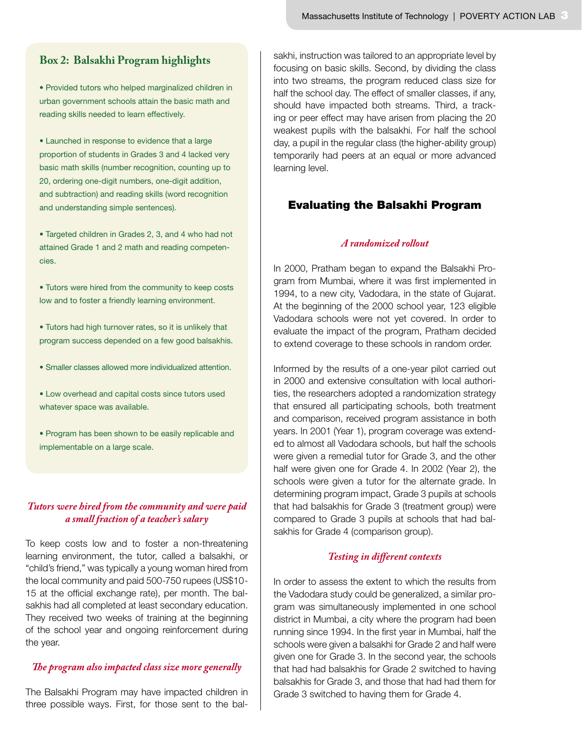### Box 2: Balsakhi Program highlights

- Provided tutors who helped marginalized children in urban government schools attain the basic math and reading skills needed to learn effectively.
- Launched in response to evidence that a large proportion of students in Grades 3 and 4 lacked very basic math skills (number recognition, counting up to 20, ordering one-digit numbers, one-digit addition, and subtraction) and reading skills (word recognition and understanding simple sentences).
- Targeted children in Grades 2, 3, and 4 who had not attained Grade 1 and 2 math and reading competencies.
- Tutors were hired from the community to keep costs low and to foster a friendly learning environment.
- Tutors had high turnover rates, so it is unlikely that program success depended on a few good balsakhis.
- Smaller classes allowed more individualized attention.
- Low overhead and capital costs since tutors used whatever space was available.
- Program has been shown to be easily replicable and implementable on a large scale.

### *Tutors were hired from the community and were paid a small fraction of a teacher's salary*

To keep costs low and to foster a non-threatening learning environment, the tutor, called a balsakhi, or "child's friend," was typically a young woman hired from the local community and paid 500-750 rupees (US$10-15 at the official exchange rate), per month. The balsakhis had all completed at least secondary education. They received two weeks of training at the beginning of the school year and ongoing reinforcement during the year.

### *The program also impacted class size more generally*

The Balsakhi Program may have impacted children in three possible ways. First, for those sent to the balsakhi, instruction was tailored to an appropriate level by focusing on basic skills. Second, by dividing the class into two streams, the program reduced class size for half the school day. The effect of smaller classes, if any, should have impacted both streams. Third, a tracking or peer effect may have arisen from placing the 20 weakest pupils with the balsakhi. For half the school day, a pupil in the regular class (the higher-ability group) temporarily had peers at an equal or more advanced learning level.

## Evaluating the Balsakhi Program

### *A randomized rollout*

In 2000, Pratham began to expand the Balsakhi Program from Mumbai, where it was first implemented in 1994, to a new city, Vadodara, in the state of Gujarat. At the beginning of the 2000 school year, 123 eligible Vadodara schools were not yet covered. In order to evaluate the impact of the program, Pratham decided to extend coverage to these schools in random order.

Informed by the results of a one-year pilot carried out in 2000 and extensive consultation with local authorities, the researchers adopted a randomization strategy that ensured all participating schools, both treatment and comparison, received program assistance in both years. In 2001 (Year 1), program coverage was extended to almost all Vadodara schools, but half the schools were given a remedial tutor for Grade 3, and the other half were given one for Grade 4. In 2002 (Year 2), the schools were given a tutor for the alternate grade. In determining program impact, Grade 3 pupils at schools that had balsakhis for Grade 3 (treatment group) were compared to Grade 3 pupils at schools that had balsakhis for Grade 4 (comparison group).

### *Testing in different contexts*

In order to assess the extent to which the results from the Vadodara study could be generalized, a similar program was simultaneously implemented in one school district in Mumbai, a city where the program had been running since 1994. In the first year in Mumbai, half the schools were given a balsakhi for Grade 2 and half were given one for Grade 3. In the second year, the schools that had had balsakhis for Grade 2 switched to having balsakhis for Grade 3, and those that had had them for Grade 3 switched to having them for Grade 4.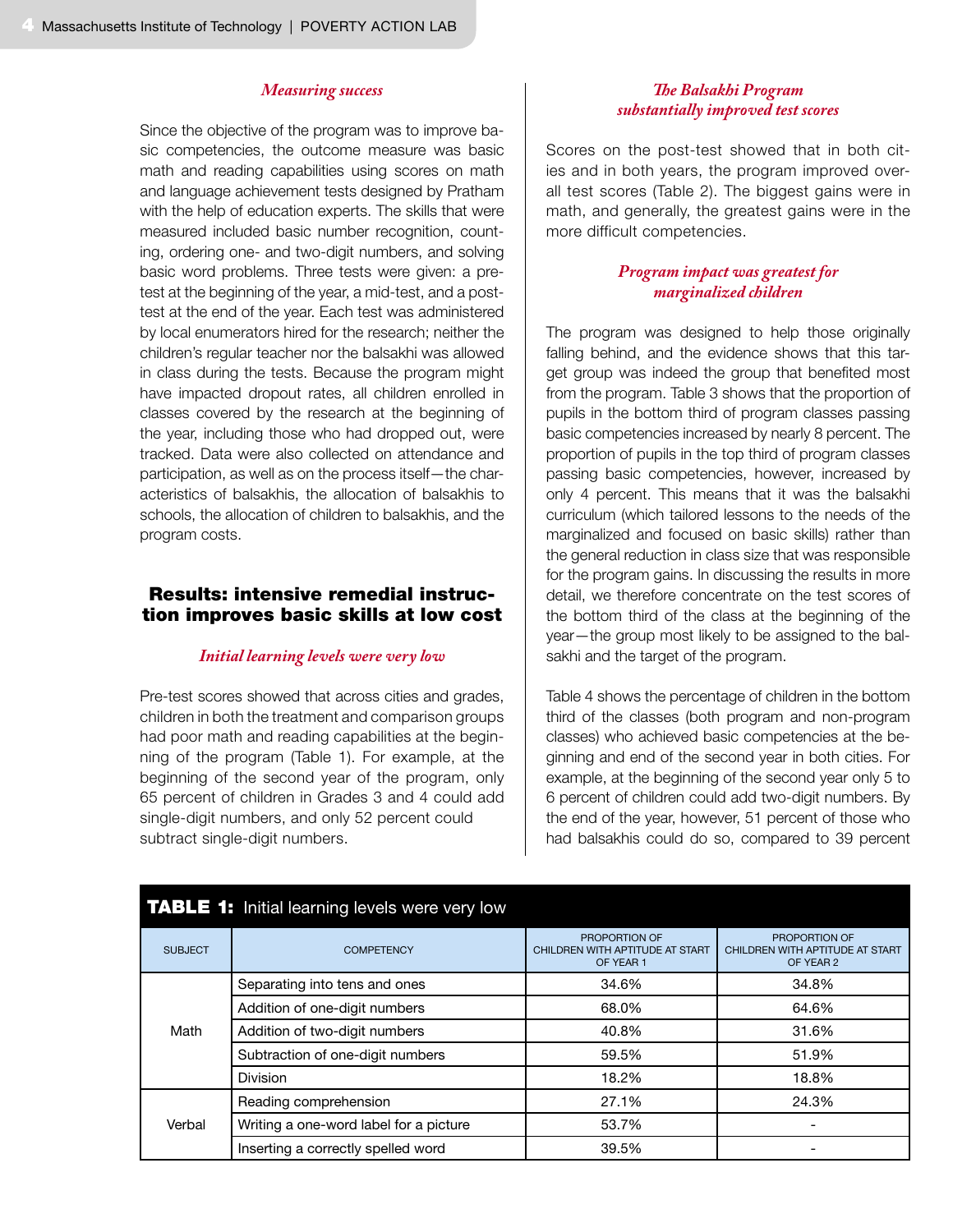### *Measuring success*

Since the objective of the program was to improve basic competencies, the outcome measure was basic math and reading capabilities using scores on math and language achievement tests designed by Pratham with the help of education experts. The skills that were measured included basic number recognition, counting, ordering one- and two-digit numbers, and solving basic word problems. Three tests were given: a pre-test at the beginning of the year, a mid-test, and a post-test at the end of the year. Each test was administered by local enumerators hired for the research; neither the children's regular teacher nor the balsakhi was allowed in class during the tests. Because the program might have impacted dropout rates, all children enrolled in classes covered by the research at the beginning of the year, including those who had dropped out, were tracked. Data were also collected on attendance and participation, as well as on the process itself—the characteristics of balsakhis, the allocation of balsakhis to schools, the allocation of children to balsakhis, and the program costs.

## Results: intensive remedial instruction improves basic skills at low cost

### *Initial learning levels were very low*

Pre-test scores showed that across cities and grades, children in both the treatment and comparison groups had poor math and reading capabilities at the beginning of the program (Table 1). For example, at the beginning of the second year of the program, only 65 percent of children in Grades 3 and 4 could add single-digit numbers, and only 52 percent could subtract single-digit numbers.

### *The Balsakhi Program substantially improved test scores*

Scores on the post-test showed that in both cities and in both years, the program improved overall test scores (Table 2). The biggest gains were in math, and generally, the greatest gains were in the more difficult competencies.

### *Program impact was greatest for marginalized children*

The program was designed to help those originally falling behind, and the evidence shows that this target group was indeed the group that benefited most from the program. Table 3 shows that the proportion of pupils in the bottom third of program classes passing basic competencies increased by nearly 8 percent. The proportion of pupils in the top third of program classes passing basic competencies, however, increased by only 4 percent. This means that it was the balsakhi curriculum (which tailored lessons to the needs of the marginalized and focused on basic skills) rather than the general reduction in class size that was responsible for the program gains. In discussing the results in more detail, we therefore concentrate on the test scores of the bottom third of the class at the beginning of the year—the group most likely to be assigned to the balsakhi and the target of the program.

Table 4 shows the percentage of children in the bottom third of the classes (both program and non-program classes) who achieved basic competencies at the beginning and end of the second year in both cities. For example, at the beginning of the second year only 5 to 6 percent of children could add two-digit numbers. By the end of the year, however, 51 percent of those who had balsakhis could do so, compared to 39 percent

**TABLE 1:** Initial learning levels were very low

| SUBJECT | COMPETENCY | PROPORTION OF CHILDREN WITH APTITUDE AT START OF YEAR 1 | PROPORTION OF CHILDREN WITH APTITUDE AT START OF YEAR 2 |
|---|---|---|---|
| Math | Separating into tens and ones | 34.6% | 34.8% |
| | Addition of one-digit numbers | 68.0% | 64.6% |
| | Addition of two-digit numbers | 40.8% | 31.6% |
| | Subtraction of one-digit numbers | 59.5% | 51.9% |
| | Division | 18.2% | 18.8% |
| Verbal | Reading comprehension | 27.1% | 24.3% |
| | Writing a one-word label for a picture | 53.7% | - |
| | Inserting a correctly spelled word | 39.5% | - |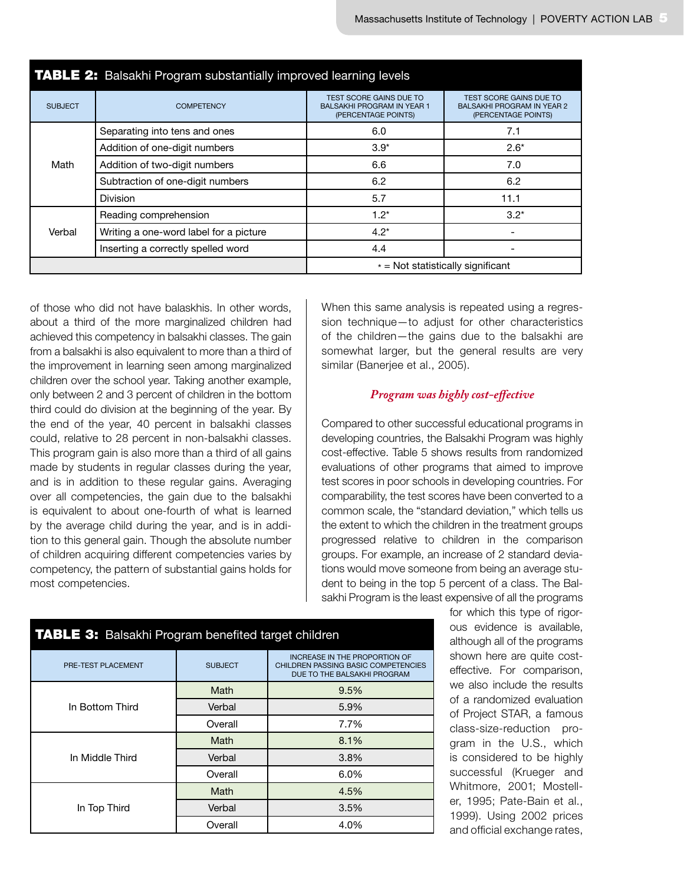**TABLE 2:** Balsakhi Program substantially improved learning levels

| SUBJECT | COMPETENCY | TEST SCORE GAINS DUE TO BALSAKHI PROGRAM IN YEAR 1 (PERCENTAGE POINTS) | TEST SCORE GAINS DUE TO BALSAKHI PROGRAM IN YEAR 2 (PERCENTAGE POINTS) |
|---|---|---|---|
| Math | Separating into tens and ones | 6.0 | 7.1 |
| | Addition of one-digit numbers | 3.9* | 2.6* |
| | Addition of two-digit numbers | 6.6 | 7.0 |
| | Subtraction of one-digit numbers | 6.2 | 6.2 |
| | Division | 5.7 | 11.1 |
| Verbal | Reading comprehension | 1.2* | 3.2* |
| | Writing a one-word label for a picture | 4.2* | - |
| | Inserting a correctly spelled word | 4.4 | - |
| | | * = Not statistically significant | |

of those who did not have balaskhis. In other words, about a third of the more marginalized children had achieved this competency in balsakhi classes. The gain from a balsakhi is also equivalent to more than a third of the improvement in learning seen among marginalized children over the school year. Taking another example, only between 2 and 3 percent of children in the bottom third could do division at the beginning of the year. By the end of the year, 40 percent in balsakhi classes could, relative to 28 percent in non-balsakhi classes. This program gain is also more than a third of all gains made by students in regular classes during the year, and is in addition to these regular gains. Averaging over all competencies, the gain due to the balsakhi is equivalent to about one-fourth of what is learned by the average child during the year, and is in addition to this general gain. Though the absolute number of children acquiring different competencies varies by competency, the pattern of substantial gains holds for most competencies.

When this same analysis is repeated using a regression technique—to adjust for other characteristics of the children—the gains due to the balsakhi are somewhat larger, but the general results are very similar (Banerjee et al., 2005).

### *Program was highly cost-effective*

Compared to other successful educational programs in developing countries, the Balsakhi Program was highly cost-effective. Table 5 shows results from randomized evaluations of other programs that aimed to improve test scores in poor schools in developing countries. For comparability, the test scores have been converted to a common scale, the "standard deviation," which tells us the extent to which the children in the treatment groups progressed relative to children in the comparison groups. For example, an increase of 2 standard deviations would move someone from being an average student to being in the top 5 percent of a class. The Balsakhi Program is the least expensive of all the programs for which this type of rigorous evidence is available, although all of the programs shown here are quite cost-effective. For comparison, we also include the results of a randomized evaluation of Project STAR, a famous class-size-reduction program in the U.S., which is considered to be highly successful (Krueger and Whitmore, 2001; Mosteller, 1995; Pate-Bain et al., 1999). Using 2002 prices and official exchange rates,

**TABLE 3:** Balsakhi Program benefited target children

| PRE-TEST PLACEMENT | SUBJECT | INCREASE IN THE PROPORTION OF CHILDREN PASSING BASIC COMPETENCIES DUE TO THE BALSAKHI PROGRAM |
|---|---|---|
| In Bottom Third | Math | 9.5% |
| | Verbal | 5.9% |
| | Overall | 7.7% |
| In Middle Third | Math | 8.1% |
| | Verbal | 3.8% |
| | Overall | 6.0% |
| In Top Third | Math | 4.5% |
| | Verbal | 3.5% |
| | Overall | 4.0% |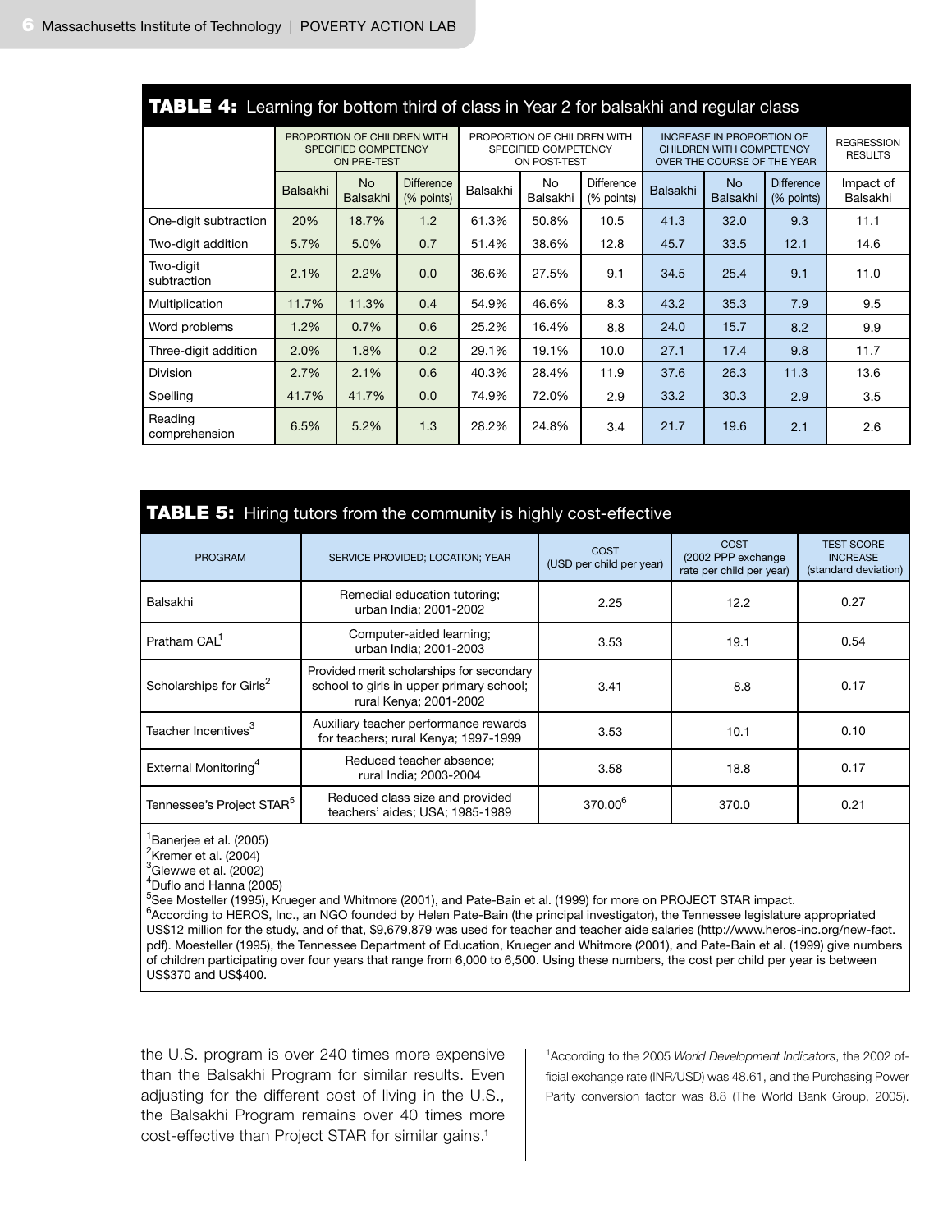**TABLE 4:** Learning for bottom third of class in Year 2 for balsakhi and regular class

| | PROPORTION OF CHILDREN WITH SPECIFIED COMPETENCY ON PRE-TEST | | | PROPORTION OF CHILDREN WITH SPECIFIED COMPETENCY ON POST-TEST | | | INCREASE IN PROPORTION OF CHILDREN WITH COMPETENCY OVER THE COURSE OF THE YEAR | | | REGRESSION RESULTS |
|---|---|---|---|---|---|---|---|---|---|---|
| | Balsakhi | No Balsakhi | Difference (% points) | Balsakhi | No Balsakhi | Difference (% points) | Balsakhi | No Balsakhi | Difference (% points) | Impact of Balsakhi |
| One-digit subtraction | 20% | 18.7% | 1.2 | 61.3% | 50.8% | 10.5 | 41.3 | 32.0 | 9.3 | 11.1 |
| Two-digit addition | 5.7% | 5.0% | 0.7 | 51.4% | 38.6% | 12.8 | 45.7 | 33.5 | 12.1 | 14.6 |
| Two-digit subtraction | 2.1% | 2.2% | 0.0 | 36.6% | 27.5% | 9.1 | 34.5 | 25.4 | 9.1 | 11.0 |
| Multiplication | 11.7% | 11.3% | 0.4 | 54.9% | 46.6% | 8.3 | 43.2 | 35.3 | 7.9 | 9.5 |
| Word problems | 1.2% | 0.7% | 0.6 | 25.2% | 16.4% | 8.8 | 24.0 | 15.7 | 8.2 | 9.9 |
| Three-digit addition | 2.0% | 1.8% | 0.2 | 29.1% | 19.1% | 10.0 | 27.1 | 17.4 | 9.8 | 11.7 |
| Division | 2.7% | 2.1% | 0.6 | 40.3% | 28.4% | 11.9 | 37.6 | 26.3 | 11.3 | 13.6 |
| Spelling | 41.7% | 41.7% | 0.0 | 74.9% | 72.0% | 2.9 | 33.2 | 30.3 | 2.9 | 3.5 |
| Reading comprehension | 6.5% | 5.2% | 1.3 | 28.2% | 24.8% | 3.4 | 21.7 | 19.6 | 2.1 | 2.6 |

**TABLE 5:** Hiring tutors from the community is highly cost-effective

| PROGRAM | SERVICE PROVIDED; LOCATION; YEAR | COST (USD per child per year) | COST (2002 PPP exchange rate per child per year) | TEST SCORE INCREASE (standard deviation) |
|---|---|---|---|---|
| Balsakhi | Remedial education tutoring; urban India; 2001-2002 | 2.25 | 12.2 | 0.27 |
| Pratham CAL[1] | Computer-aided learning; urban India; 2001-2003 | 3.53 | 19.1 | 0.54 |
| Scholarships for Girls[2] | Provided merit scholarships for secondary school to girls in upper primary school; rural Kenya; 2001-2002 | 3.41 | 8.8 | 0.17 |
| Teacher Incentives[3] | Auxiliary teacher performance rewards for teachers; rural Kenya; 1997-1999 | 3.53 | 10.1 | 0.10 |
| External Monitoring[4] | Reduced teacher absence; rural India; 2003-2004 | 3.58 | 18.8 | 0.17 |
| Tennessee's Project STAR[5] | Reduced class size and provided teachers' aides; USA; 1985-1989 | 370.00[6] | 370.0 | 0.21 |

[1]Banerjee et al. (2005)
[2]Kremer et al. (2004)
[3]Glewwe et al. (2002)
[4]Duflo and Hanna (2005)
[5]See Mosteller (1995), Krueger and Whitmore (2001), and Pate-Bain et al. (1999) for more on PROJECT STAR impact.
[6]According to HEROS, Inc., an NGO founded by Helen Pate-Bain (the principal investigator), the Tennessee legislature appropriated US$12 million for the study, and of that, $9,679,879 was used for teacher and teacher aide salaries (http://www.heros-inc.org/new-fact.pdf). Moesteller (1995), the Tennessee Department of Education, Krueger and Whitmore (2001), and Pate-Bain et al. (1999) give numbers of children participating over four years that range from 6,000 to 6,500. Using these numbers, the cost per child per year is between US$370 and US$400.

the U.S. program is over 240 times more expensive than the Balsakhi Program for similar results. Even adjusting for the different cost of living in the U.S., the Balsakhi Program remains over 40 times more cost-effective than Project STAR for similar gains.[1]

[1]According to the 2005 *World Development Indicators*, the 2002 official exchange rate (INR/USD) was 48.61, and the Purchasing Power Parity conversion factor was 8.8 (The World Bank Group, 2005).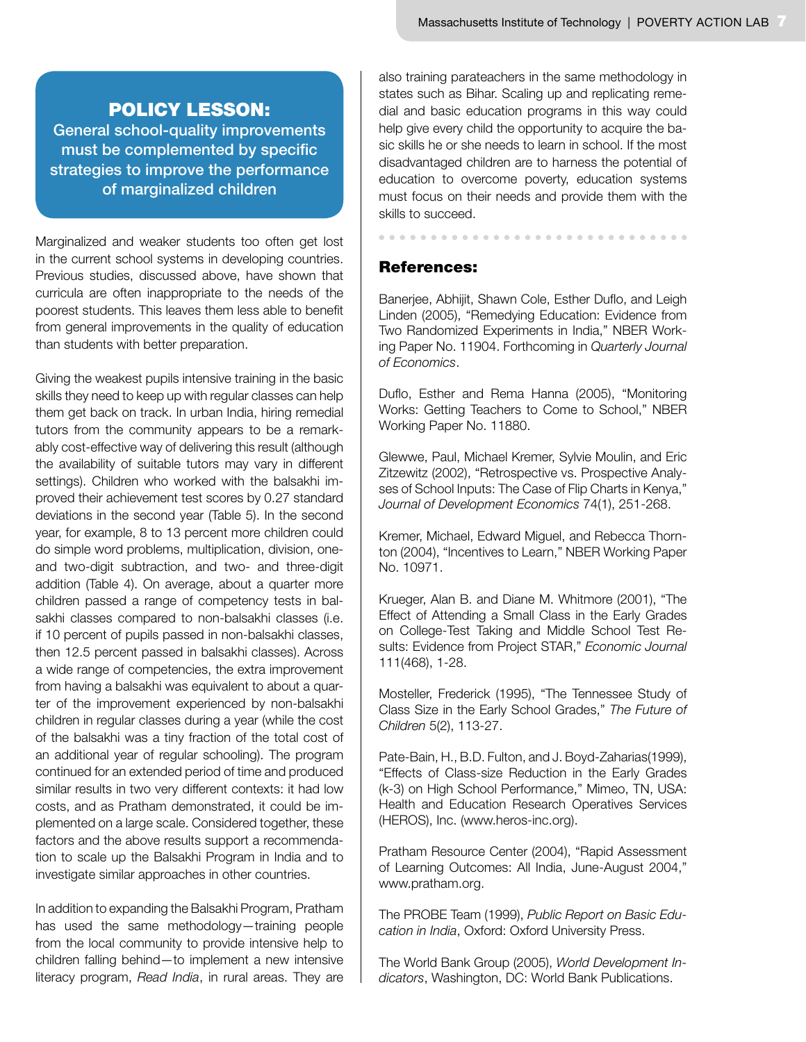## POLICY LESSON:

**General school-quality improvements must be complemented by specific strategies to improve the performance of marginalized children**

Marginalized and weaker students too often get lost in the current school systems in developing countries. Previous studies, discussed above, have shown that curricula are often inappropriate to the needs of the poorest students. This leaves them less able to benefit from general improvements in the quality of education than students with better preparation.

Giving the weakest pupils intensive training in the basic skills they need to keep up with regular classes can help them get back on track. In urban India, hiring remedial tutors from the community appears to be a remarkably cost-effective way of delivering this result (although the availability of suitable tutors may vary in different settings). Children who worked with the balsakhi improved their achievement test scores by 0.27 standard deviations in the second year (Table 5). In the second year, for example, 8 to 13 percent more children could do simple word problems, multiplication, division, one- and two-digit subtraction, and two- and three-digit addition (Table 4). On average, about a quarter more children passed a range of competency tests in balsakhi classes compared to non-balsakhi classes (i.e. if 10 percent of pupils passed in non-balsakhi classes, then 12.5 percent passed in balsakhi classes). Across a wide range of competencies, the extra improvement from having a balsakhi was equivalent to about a quarter of the improvement experienced by non-balsakhi children in regular classes during a year (while the cost of the balsakhi was a tiny fraction of the total cost of an additional year of regular schooling). The program continued for an extended period of time and produced similar results in two very different contexts: it had low costs, and as Pratham demonstrated, it could be implemented on a large scale. Considered together, these factors and the above results support a recommendation to scale up the Balsakhi Program in India and to investigate similar approaches in other countries.

In addition to expanding the Balsakhi Program, Pratham has used the same methodology—training people from the local community to provide intensive help to children falling behind—to implement a new intensive literacy program, *Read India*, in rural areas. They are also training parateachers in the same methodology in states such as Bihar. Scaling up and replicating remedial and basic education programs in this way could help give every child the opportunity to acquire the basic skills he or she needs to learn in school. If the most disadvantaged children are to harness the potential of education to overcome poverty, education systems must focus on their needs and provide them with the skills to succeed.

## References:

Banerjee, Abhijit, Shawn Cole, Esther Duflo, and Leigh Linden (2005), "Remedying Education: Evidence from Two Randomized Experiments in India," NBER Working Paper No. 11904. Forthcoming in *Quarterly Journal of Economics*.

Duflo, Esther and Rema Hanna (2005), "Monitoring Works: Getting Teachers to Come to School," NBER Working Paper No. 11880.

Glewwe, Paul, Michael Kremer, Sylvie Moulin, and Eric Zitzewitz (2002), "Retrospective vs. Prospective Analyses of School Inputs: The Case of Flip Charts in Kenya," *Journal of Development Economics* 74(1), 251-268.

Kremer, Michael, Edward Miguel, and Rebecca Thornton (2004), "Incentives to Learn," NBER Working Paper No. 10971.

Krueger, Alan B. and Diane M. Whitmore (2001), "The Effect of Attending a Small Class in the Early Grades on College-Test Taking and Middle School Test Results: Evidence from Project STAR," *Economic Journal* 111(468), 1-28.

Mosteller, Frederick (1995), "The Tennessee Study of Class Size in the Early School Grades," *The Future of Children* 5(2), 113-27.

Pate-Bain, H., B.D. Fulton, and J. Boyd-Zaharias(1999), "Effects of Class-size Reduction in the Early Grades (k-3) on High School Performance," Mimeo, TN, USA: Health and Education Research Operatives Services (HEROS), Inc. (www.heros-inc.org).

Pratham Resource Center (2004), "Rapid Assessment of Learning Outcomes: All India, June-August 2004," www.pratham.org.

The PROBE Team (1999), *Public Report on Basic Education in India*, Oxford: Oxford University Press.

The World Bank Group (2005), *World Development Indicators*, Washington, DC: World Bank Publications.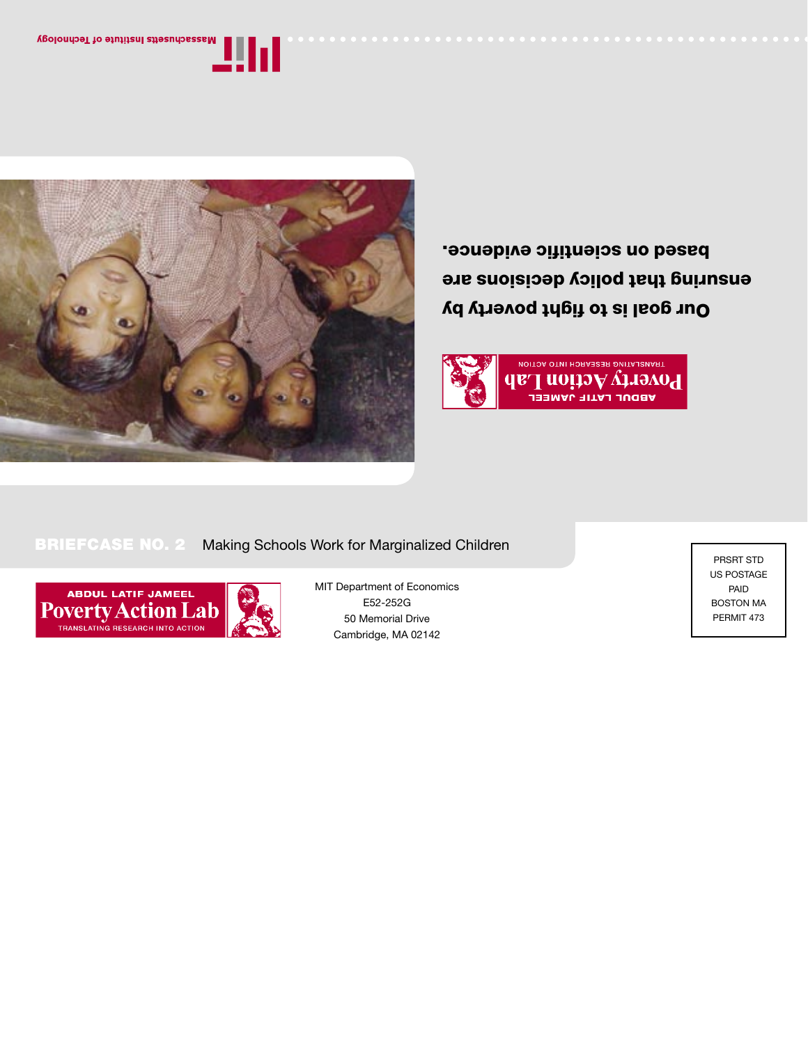Massachusetts Institute of Technology

Our goal is to fight poverty by ensuring that policy decisions are based on scientific evidence.

ABDUL LATIF JAMEEL
Poverty Action Lab
TRANSLATING RESEARCH INTO ACTION

**BRIEFCASE NO. 2** Making Schools Work for Marginalized Children

ABDUL LATIF JAMEEL
Poverty Action Lab
TRANSLATING RESEARCH INTO ACTION

MIT Department of Economics
E52-252G
50 Memorial Drive
Cambridge, MA 02142

PRSRT STD
US POSTAGE
PAID
BOSTON MA
PERMIT 473